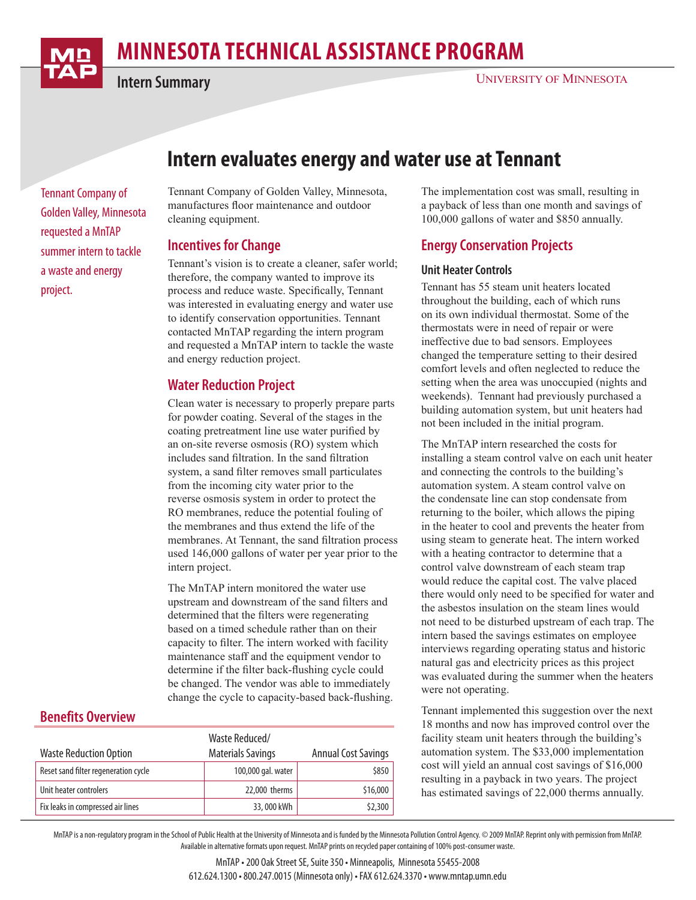# MINNESOTA TECHNICAL ASSISTANCE PROGRAM

**Intern Summary**

UNIVERSITY OF MINNESOTA

## Intern evaluates energy and water use at Tennant

Tennant Company of Golden Valley, Minnesota requested a MnTAP summer intern to tackle a waste and energy project.

Tennant Company of Golden Valley, Minnesota, manufactures floor maintenance and outdoor cleaning equipment.

### Incentives for Change

Tennant's vision is to create a cleaner, safer world; therefore, the company wanted to improve its process and reduce waste. Specifically, Tennant was interested in evaluating energy and water use to identify conservation opportunities. Tennant contacted MnTAP regarding the intern program and requested a MnTAP intern to tackle the waste and energy reduction project.

### Water Reduction Project

Clean water is necessary to properly prepare parts for powder coating. Several of the stages in the coating pretreatment line use water purified by an on-site reverse osmosis (RO) system which includes sand filtration. In the sand filtration system, a sand filter removes small particulates from the incoming city water prior to the reverse osmosis system in order to protect the RO membranes, reduce the potential fouling of the membranes and thus extend the life of the membranes. At Tennant, the sand filtration process used 146,000 gallons of water per year prior to the intern project.

The MnTAP intern monitored the water use upstream and downstream of the sand filters and determined that the filters were regenerating based on a timed schedule rather than on their capacity to filter. The intern worked with facility maintenance staff and the equipment vendor to determine if the filter back-flushing cycle could be changed. The vendor was able to immediately change the cycle to capacity-based back-flushing. The implementation cost was small, resulting in a payback of less than one month and savings of 100,000 gallons of water and $850 annually.

### Energy Conservation Projects

#### Unit Heater Controls

Tennant has 55 steam unit heaters located throughout the building, each of which runs on its own individual thermostat. Some of the thermostats were in need of repair or were ineffective due to bad sensors. Employees changed the temperature setting to their desired comfort levels and often neglected to reduce the setting when the area was unoccupied (nights and weekends). Tennant had previously purchased a building automation system, but unit heaters had not been included in the initial program.

The MnTAP intern researched the costs for installing a steam control valve on each unit heater and connecting the controls to the building's automation system. A steam control valve on the condensate line can stop condensate from returning to the boiler, which allows the piping in the heater to cool and prevents the heater from using steam to generate heat. The intern worked with a heating contractor to determine that a control valve downstream of each steam trap would reduce the capital cost. The valve placed there would only need to be specified for water and the asbestos insulation on the steam lines would not need to be disturbed upstream of each trap. The intern based the savings estimates on employee interviews regarding operating status and historic natural gas and electricity prices as this project was evaluated during the summer when the heaters were not operating.

Tennant implemented this suggestion over the next 18 months and now has improved control over the facility steam unit heaters through the building's automation system. The $33,000 implementation cost will yield an annual cost savings of $16,000 resulting in a payback in two years. The project has estimated savings of 22,000 therms annually.

### Benefits Overview

| Waste Reduction Option | Waste Reduced/ Materials Savings | Annual Cost Savings |
|---|---|---|
| Reset sand filter regeneration cycle | 100,000 gal. water | $850 |
| Unit heater controlers | 22,000 therms | $16,000 |
| Fix leaks in compressed air lines | 33, 000 kWh | $2,300 |

MnTAP is a non-regulatory program in the School of Public Health at the University of Minnesota and is funded by the Minnesota Pollution Control Agency. © 2009 MnTAP. Reprint only with permission from MnTAP. Available in alternative formats upon request. MnTAP prints on recycled paper containing of 100% post-consumer waste.

MnTAP • 200 Oak Street SE, Suite 350 • Minneapolis, Minnesota 55455-2008
612.624.1300 • 800.247.0015 (Minnesota only) • FAX 612.624.3370 • www.mntap.umn.edu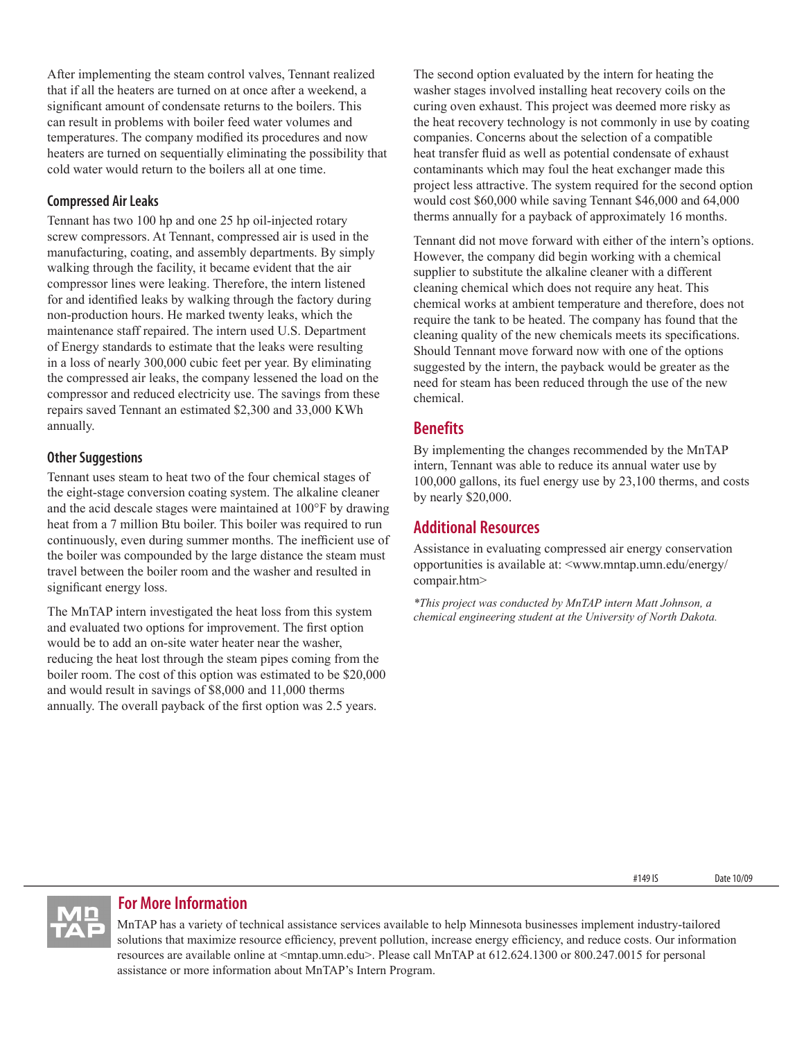After implementing the steam control valves, Tennant realized that if all the heaters are turned on at once after a weekend, a significant amount of condensate returns to the boilers. This can result in problems with boiler feed water volumes and temperatures. The company modified its procedures and now heaters are turned on sequentially eliminating the possibility that cold water would return to the boilers all at one time.

### Compressed Air Leaks

Tennant has two 100 hp and one 25 hp oil-injected rotary screw compressors. At Tennant, compressed air is used in the manufacturing, coating, and assembly departments. By simply walking through the facility, it became evident that the air compressor lines were leaking. Therefore, the intern listened for and identified leaks by walking through the factory during non-production hours. He marked twenty leaks, which the maintenance staff repaired. The intern used U.S. Department of Energy standards to estimate that the leaks were resulting in a loss of nearly 300,000 cubic feet per year. By eliminating the compressed air leaks, the company lessened the load on the compressor and reduced electricity use. The savings from these repairs saved Tennant an estimated $2,300 and 33,000 KWh annually.

### Other Suggestions

Tennant uses steam to heat two of the four chemical stages of the eight-stage conversion coating system. The alkaline cleaner and the acid descale stages were maintained at 100°F by drawing heat from a 7 million Btu boiler. This boiler was required to run continuously, even during summer months. The inefficient use of the boiler was compounded by the large distance the steam must travel between the boiler room and the washer and resulted in significant energy loss.

The MnTAP intern investigated the heat loss from this system and evaluated two options for improvement. The first option would be to add an on-site water heater near the washer, reducing the heat lost through the steam pipes coming from the boiler room. The cost of this option was estimated to be $20,000 and would result in savings of $8,000 and 11,000 therms annually. The overall payback of the first option was 2.5 years.

The second option evaluated by the intern for heating the washer stages involved installing heat recovery coils on the curing oven exhaust. This project was deemed more risky as the heat recovery technology is not commonly in use by coating companies. Concerns about the selection of a compatible heat transfer fluid as well as potential condensate of exhaust contaminants which may foul the heat exchanger made this project less attractive. The system required for the second option would cost $60,000 while saving Tennant $46,000 and 64,000 therms annually for a payback of approximately 16 months.

Tennant did not move forward with either of the intern's options. However, the company did begin working with a chemical supplier to substitute the alkaline cleaner with a different cleaning chemical which does not require any heat. This chemical works at ambient temperature and therefore, does not require the tank to be heated. The company has found that the cleaning quality of the new chemicals meets its specifications. Should Tennant move forward now with one of the options suggested by the intern, the payback would be greater as the need for steam has been reduced through the use of the new chemical.

## Benefits

By implementing the changes recommended by the MnTAP intern, Tennant was able to reduce its annual water use by 100,000 gallons, its fuel energy use by 23,100 therms, and costs by nearly $20,000.

## Additional Resources

Assistance in evaluating compressed air energy conservation opportunities is available at: <www.mntap.umn.edu/energy/compair.htm>

*\*This project was conducted by MnTAP intern Matt Johnson, a chemical engineering student at the University of North Dakota.*

#149 IS Date 10/09

## For More Information

MnTAP has a variety of technical assistance services available to help Minnesota businesses implement industry-tailored solutions that maximize resource efficiency, prevent pollution, increase energy efficiency, and reduce costs. Our information resources are available online at <mntap.umn.edu>. Please call MnTAP at 612.624.1300 or 800.247.0015 for personal assistance or more information about MnTAP's Intern Program.